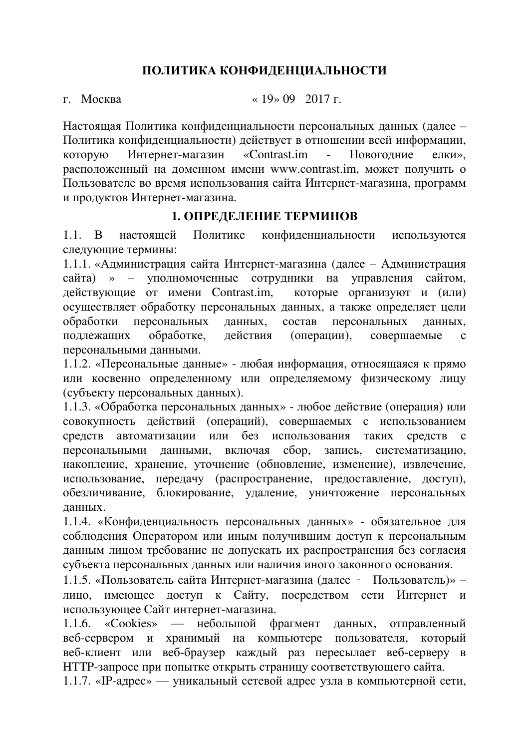# ПОЛИТИКА КОНФИДЕНЦИАЛЬНОСТИ

г. Москва « 19» 09 2017 г.

Настоящая Политика конфиденциальности персональных данных (далее – Политика конфиденциальности) действует в отношении всей информации, которую Интернет-магазин «Contrast.im - Новогодние елки», расположенный на доменном имени www.contrast.im, может получить о Пользователе во время использования сайта Интернет-магазина, программ и продуктов Интернет-магазина.

## 1. ОПРЕДЕЛЕНИЕ ТЕРМИНОВ

1.1. В настоящей Политике конфиденциальности используются следующие термины:

1.1.1. «Администрация сайта Интернет-магазина (далее – Администрация сайта) » – уполномоченные сотрудники на управления сайтом, действующие от имени Contrast.im, которые организуют и (или) осуществляет обработку персональных данных, а также определяет цели обработки персональных данных, состав персональных данных, подлежащих обработке, действия (операции), совершаемые с персональными данными.

1.1.2. «Персональные данные» - любая информация, относящаяся к прямо или косвенно определенному или определяемому физическому лицу (субъекту персональных данных).

1.1.3. «Обработка персональных данных» - любое действие (операция) или совокупность действий (операций), совершаемых с использованием средств автоматизации или без использования таких средств с персональными данными, включая сбор, запись, систематизацию, накопление, хранение, уточнение (обновление, изменение), извлечение, использование, передачу (распространение, предоставление, доступ), обезличивание, блокирование, удаление, уничтожение персональных данных.

1.1.4. «Конфиденциальность персональных данных» - обязательное для соблюдения Оператором или иным получившим доступ к персональным данным лицом требование не допускать их распространения без согласия субъекта персональных данных или наличия иного законного основания.

1.1.5. «Пользователь сайта Интернет-магазина (далее ‐ Пользователь)» – лицо, имеющее доступ к Сайту, посредством сети Интернет и использующее Сайт интернет-магазина.

1.1.6. «Cookies» — небольшой фрагмент данных, отправленный веб-сервером и хранимый на компьютере пользователя, который веб-клиент или веб-браузер каждый раз пересылает веб-серверу в HTTP-запросе при попытке открыть страницу соответствующего сайта.

1.1.7. «IP-адрес» — уникальный сетевой адрес узла в компьютерной сети,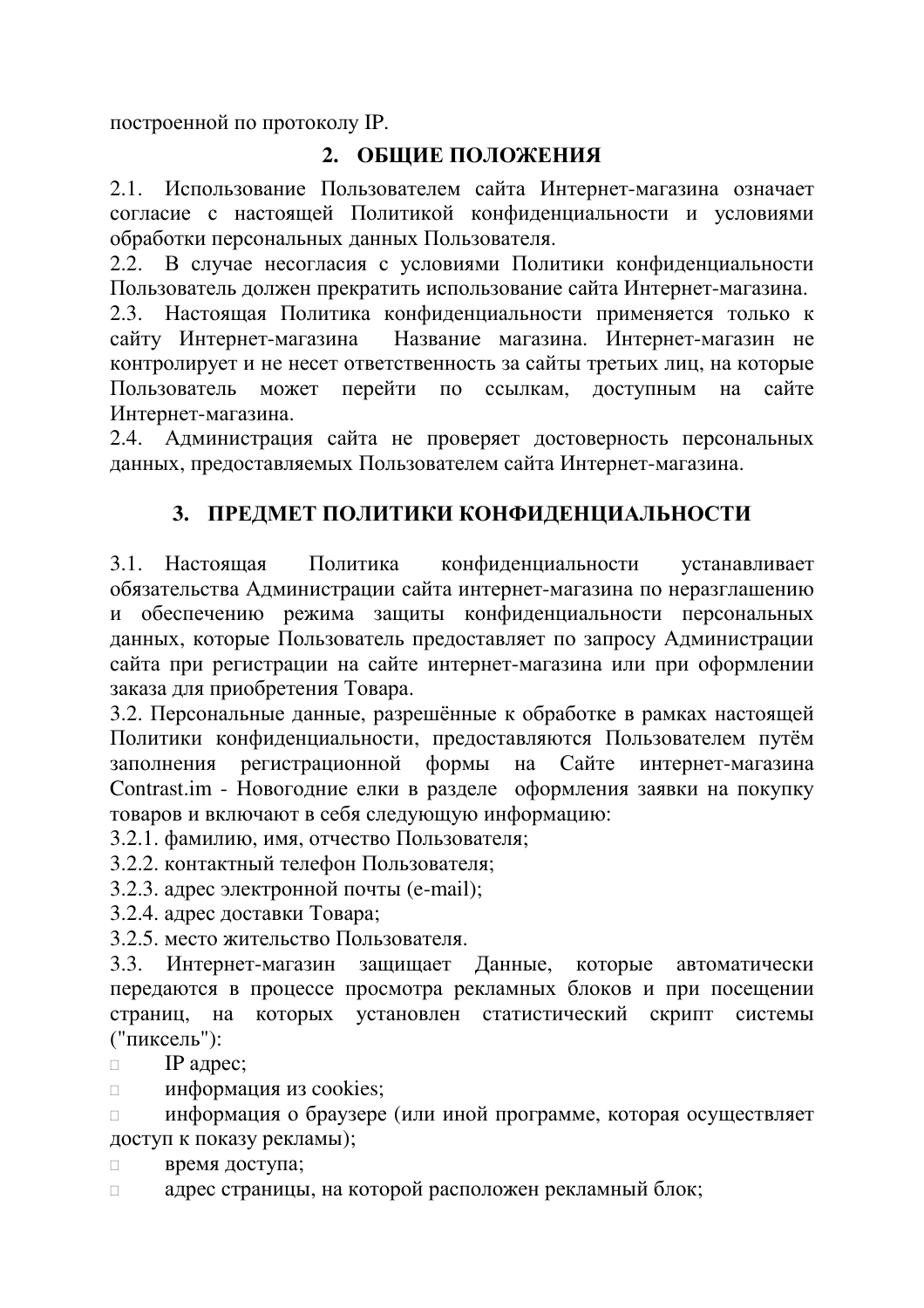построенной по протоколу IP.

## 2. ОБЩИЕ ПОЛОЖЕНИЯ

2.1. Использование Пользователем сайта Интернет-магазина означает согласие с настоящей Политикой конфиденциальности и условиями обработки персональных данных Пользователя.
2.2. В случае несогласия с условиями Политики конфиденциальности Пользователь должен прекратить использование сайта Интернет-магазина.
2.3. Настоящая Политика конфиденциальности применяется только к сайту Интернет-магазина Название магазина. Интернет-магазин не контролирует и не несет ответственность за сайты третьих лиц, на которые Пользователь может перейти по ссылкам, доступным на сайте Интернет-магазина.
2.4. Администрация сайта не проверяет достоверность персональных данных, предоставляемых Пользователем сайта Интернет-магазина.

## 3. ПРЕДМЕТ ПОЛИТИКИ КОНФИДЕНЦИАЛЬНОСТИ

3.1. Настоящая Политика конфиденциальности устанавливает обязательства Администрации сайта интернет-магазина по неразглашению и обеспечению режима защиты конфиденциальности персональных данных, которые Пользователь предоставляет по запросу Администрации сайта при регистрации на сайте интернет-магазина или при оформлении заказа для приобретения Товара.
3.2. Персональные данные, разрешённые к обработке в рамках настоящей Политики конфиденциальности, предоставляются Пользователем путём заполнения регистрационной формы на Сайте интернет-магазина Contrast.im - Новогодние елки в разделе оформления заявки на покупку товаров и включают в себя следующую информацию:
3.2.1. фамилию, имя, отчество Пользователя;
3.2.2. контактный телефон Пользователя;
3.2.3. адрес электронной почты (e-mail);
3.2.4. адрес доставки Товара;
3.2.5. место жительство Пользователя.
3.3. Интернет-магазин защищает Данные, которые автоматически передаются в процессе просмотра рекламных блоков и при посещении страниц, на которых установлен статистический скрипт системы ("пиксель"):

- IP адрес;
- информация из cookies;
- информация о браузере (или иной программе, которая осуществляет доступ к показу рекламы);
- время доступа;
- адрес страницы, на которой расположен рекламный блок;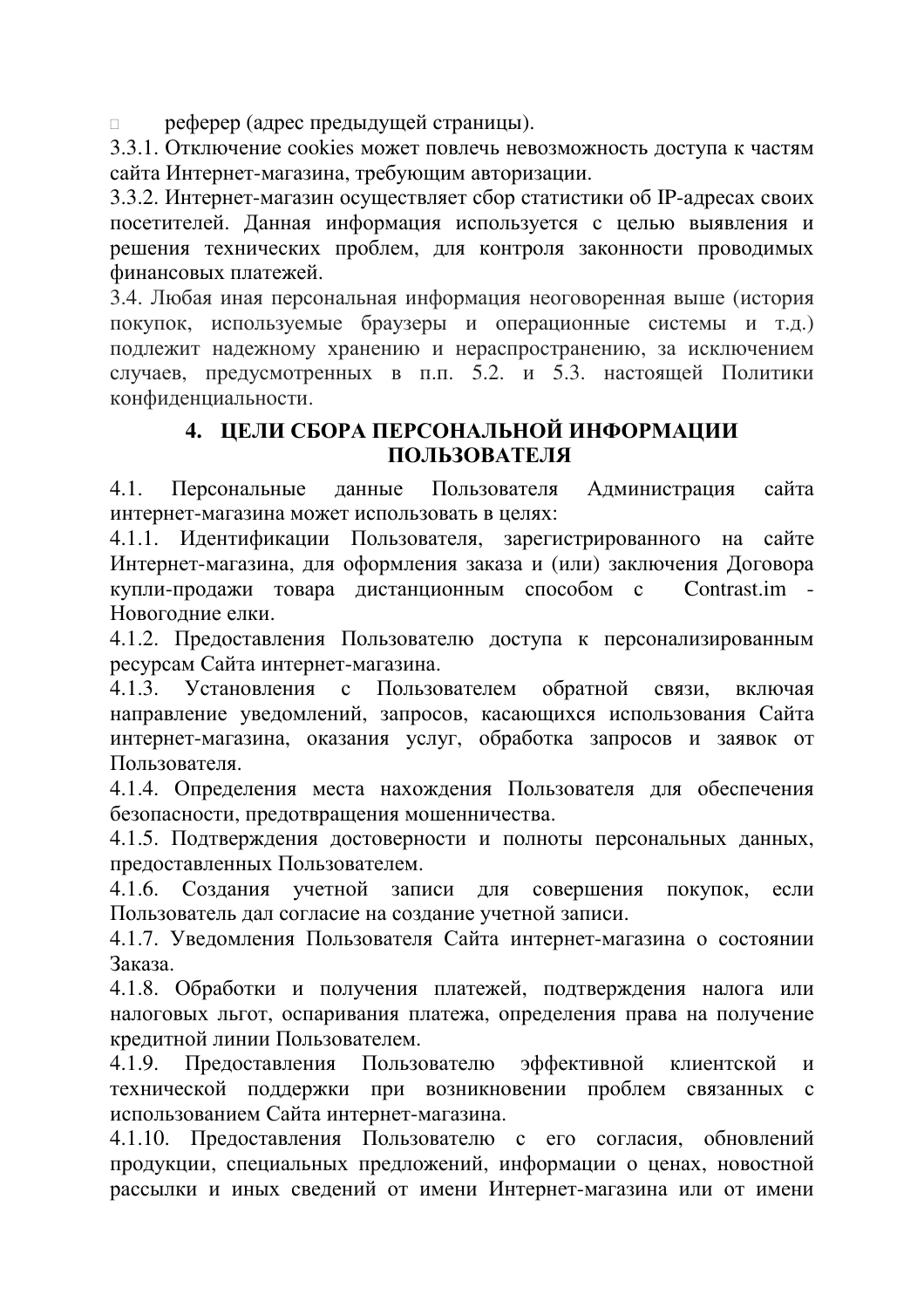- реферер (адрес предыдущей страницы).

3.3.1. Отключение cookies может повлечь невозможность доступа к частям сайта Интернет-магазина, требующим авторизации.

3.3.2. Интернет-магазин осуществляет сбор статистики об IP-адресах своих посетителей. Данная информация используется с целью выявления и решения технических проблем, для контроля законности проводимых финансовых платежей.

3.4. Любая иная персональная информация неоговоренная выше (история покупок, используемые браузеры и операционные системы и т.д.) подлежит надежному хранению и нераспространению, за исключением случаев, предусмотренных в п.п. 5.2. и 5.3. настоящей Политики конфиденциальности.

## 4. ЦЕЛИ СБОРА ПЕРСОНАЛЬНОЙ ИНФОРМАЦИИ ПОЛЬЗОВАТЕЛЯ

4.1. Персональные данные Пользователя Администрация сайта интернет-магазина может использовать в целях:

4.1.1. Идентификации Пользователя, зарегистрированного на сайте Интернет-магазина, для оформления заказа и (или) заключения Договора купли-продажи товара дистанционным способом с Contrast.im - Новогодние елки.

4.1.2. Предоставления Пользователю доступа к персонализированным ресурсам Сайта интернет-магазина.

4.1.3. Установления с Пользователем обратной связи, включая направление уведомлений, запросов, касающихся использования Сайта интернет-магазина, оказания услуг, обработка запросов и заявок от Пользователя.

4.1.4. Определения места нахождения Пользователя для обеспечения безопасности, предотвращения мошенничества.

4.1.5. Подтверждения достоверности и полноты персональных данных, предоставленных Пользователем.

4.1.6. Создания учетной записи для совершения покупок, если Пользователь дал согласие на создание учетной записи.

4.1.7. Уведомления Пользователя Сайта интернет-магазина о состоянии Заказа.

4.1.8. Обработки и получения платежей, подтверждения налога или налоговых льгот, оспаривания платежа, определения права на получение кредитной линии Пользователем.

4.1.9. Предоставления Пользователю эффективной клиентской и технической поддержки при возникновении проблем связанных с использованием Сайта интернет-магазина.

4.1.10. Предоставления Пользователю с его согласия, обновлений продукции, специальных предложений, информации о ценах, новостной рассылки и иных сведений от имени Интернет-магазина или от имени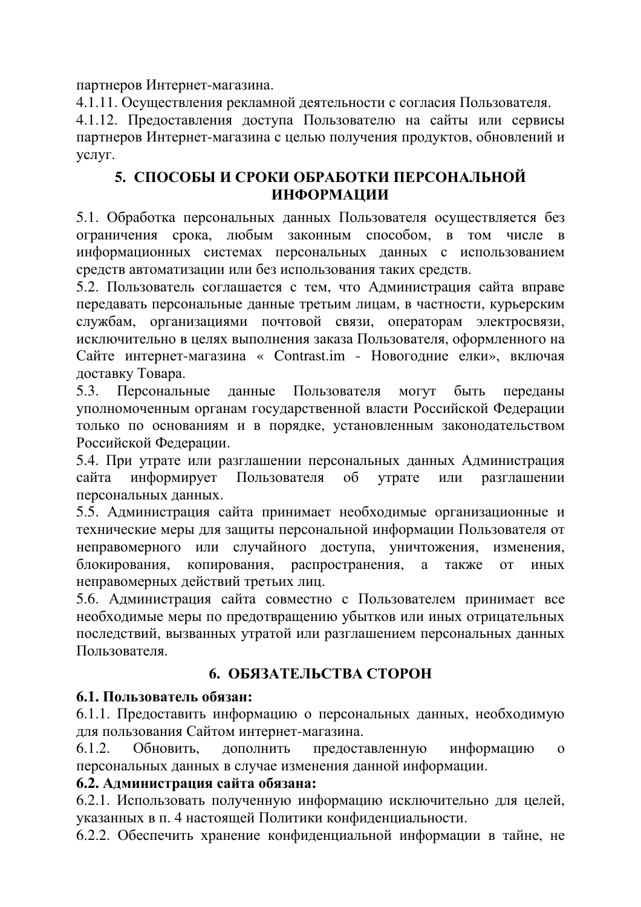партнеров Интернет-магазина.

4.1.11. Осуществления рекламной деятельности с согласия Пользователя.

4.1.12. Предоставления доступа Пользователю на сайты или сервисы партнеров Интернет-магазина с целью получения продуктов, обновлений и услуг.

## 5. СПОСОБЫ И СРОКИ ОБРАБОТКИ ПЕРСОНАЛЬНОЙ ИНФОРМАЦИИ

5.1. Обработка персональных данных Пользователя осуществляется без ограничения срока, любым законным способом, в том числе в информационных системах персональных данных с использованием средств автоматизации или без использования таких средств.

5.2. Пользователь соглашается с тем, что Администрация сайта вправе передавать персональные данные третьим лицам, в частности, курьерским службам, организациями почтовой связи, операторам электросвязи, исключительно в целях выполнения заказа Пользователя, оформленного на Сайте интернет-магазина « Contrast.im - Новогодние елки», включая доставку Товара.

5.3. Персональные данные Пользователя могут быть переданы уполномоченным органам государственной власти Российской Федерации только по основаниям и в порядке, установленным законодательством Российской Федерации.

5.4. При утрате или разглашении персональных данных Администрация сайта информирует Пользователя об утрате или разглашении персональных данных.

5.5. Администрация сайта принимает необходимые организационные и технические меры для защиты персональной информации Пользователя от неправомерного или случайного доступа, уничтожения, изменения, блокирования, копирования, распространения, а также от иных неправомерных действий третьих лиц.

5.6. Администрация сайта совместно с Пользователем принимает все необходимые меры по предотвращению убытков или иных отрицательных последствий, вызванных утратой или разглашением персональных данных Пользователя.

## 6. ОБЯЗАТЕЛЬСТВА СТОРОН

**6.1. Пользователь обязан:**

6.1.1. Предоставить информацию о персональных данных, необходимую для пользования Сайтом интернет-магазина.

6.1.2. Обновить, дополнить предоставленную информацию о персональных данных в случае изменения данной информации.

**6.2. Администрация сайта обязана:**

6.2.1. Использовать полученную информацию исключительно для целей, указанных в п. 4 настоящей Политики конфиденциальности.

6.2.2. Обеспечить хранение конфиденциальной информации в тайне, не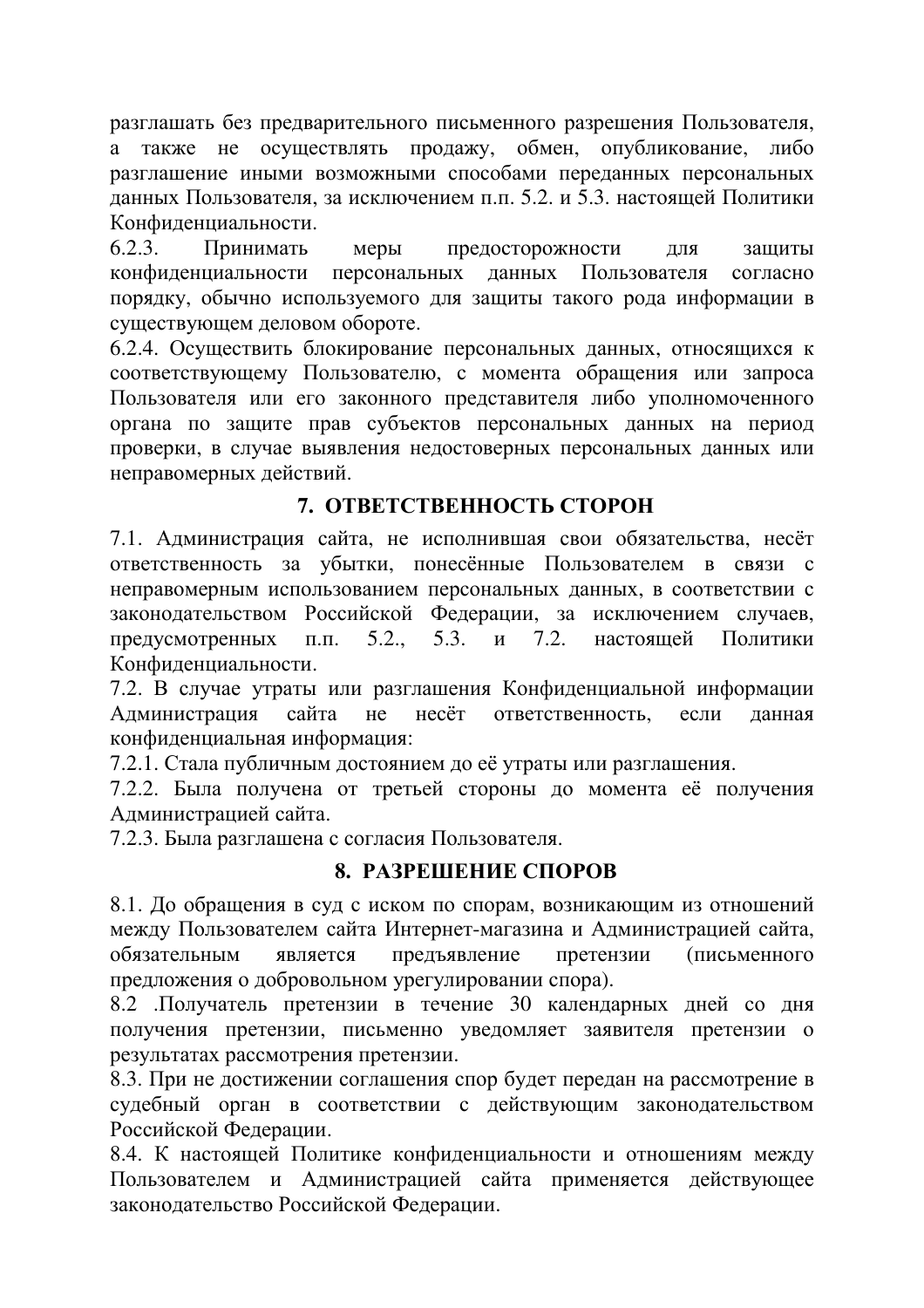разглашать без предварительного письменного разрешения Пользователя, а также не осуществлять продажу, обмен, опубликование, либо разглашение иными возможными способами переданных персональных данных Пользователя, за исключением п.п. 5.2. и 5.3. настоящей Политики Конфиденциальности.

6.2.3. Принимать меры предосторожности для защиты конфиденциальности персональных данных Пользователя согласно порядку, обычно используемого для защиты такого рода информации в существующем деловом обороте.

6.2.4. Осуществить блокирование персональных данных, относящихся к соответствующему Пользователю, с момента обращения или запроса Пользователя или его законного представителя либо уполномоченного органа по защите прав субъектов персональных данных на период проверки, в случае выявления недостоверных персональных данных или неправомерных действий.

## 7. ОТВЕТСТВЕННОСТЬ СТОРОН

7.1. Администрация сайта, не исполнившая свои обязательства, несёт ответственность за убытки, понесённые Пользователем в связи с неправомерным использованием персональных данных, в соответствии с законодательством Российской Федерации, за исключением случаев, предусмотренных п.п. 5.2., 5.3. и 7.2. настоящей Политики Конфиденциальности.

7.2. В случае утраты или разглашения Конфиденциальной информации Администрация сайта не несёт ответственность, если данная конфиденциальная информация:

7.2.1. Стала публичным достоянием до её утраты или разглашения.

7.2.2. Была получена от третьей стороны до момента её получения Администрацией сайта.

7.2.3. Была разглашена с согласия Пользователя.

## 8. РАЗРЕШЕНИЕ СПОРОВ

8.1. До обращения в суд с иском по спорам, возникающим из отношений между Пользователем сайта Интернет-магазина и Администрацией сайта, обязательным является предъявление претензии (письменного предложения о добровольном урегулировании спора).

8.2 .Получатель претензии в течение 30 календарных дней со дня получения претензии, письменно уведомляет заявителя претензии о результатах рассмотрения претензии.

8.3. При не достижении соглашения спор будет передан на рассмотрение в судебный орган в соответствии с действующим законодательством Российской Федерации.

8.4. К настоящей Политике конфиденциальности и отношениям между Пользователем и Администрацией сайта применяется действующее законодательство Российской Федерации.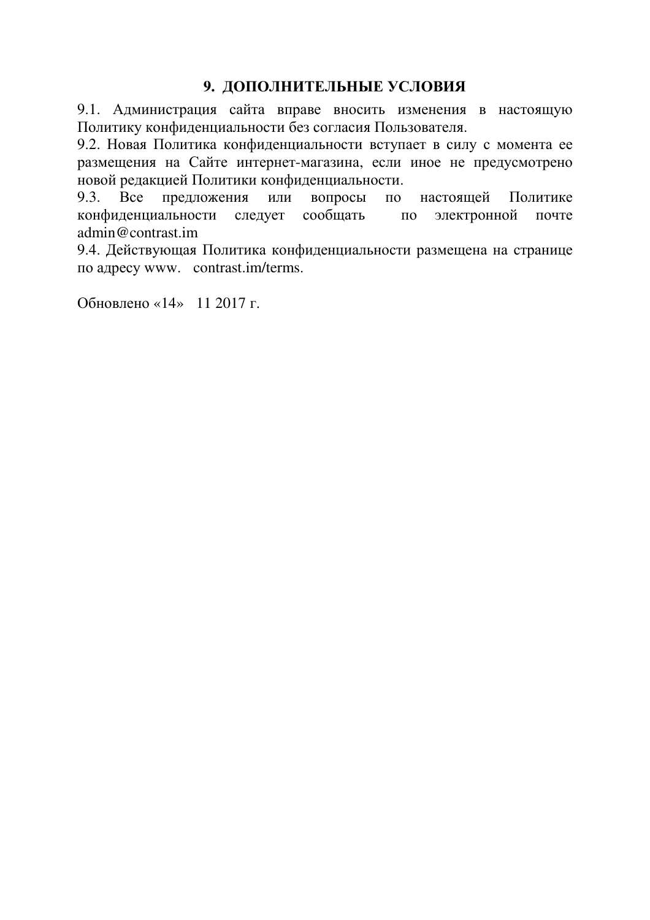## 9. ДОПОЛНИТЕЛЬНЫЕ УСЛОВИЯ

9.1. Администрация сайта вправе вносить изменения в настоящую Политику конфиденциальности без согласия Пользователя.

9.2. Новая Политика конфиденциальности вступает в силу с момента ее размещения на Сайте интернет-магазина, если иное не предусмотрено новой редакцией Политики конфиденциальности.

9.3. Все предложения или вопросы по настоящей Политике конфиденциальности следует сообщать по электронной почте admin@contrast.im

9.4. Действующая Политика конфиденциальности размещена на странице по адресу www. contrast.im/terms.

Обновлено «14» 11 2017 г.